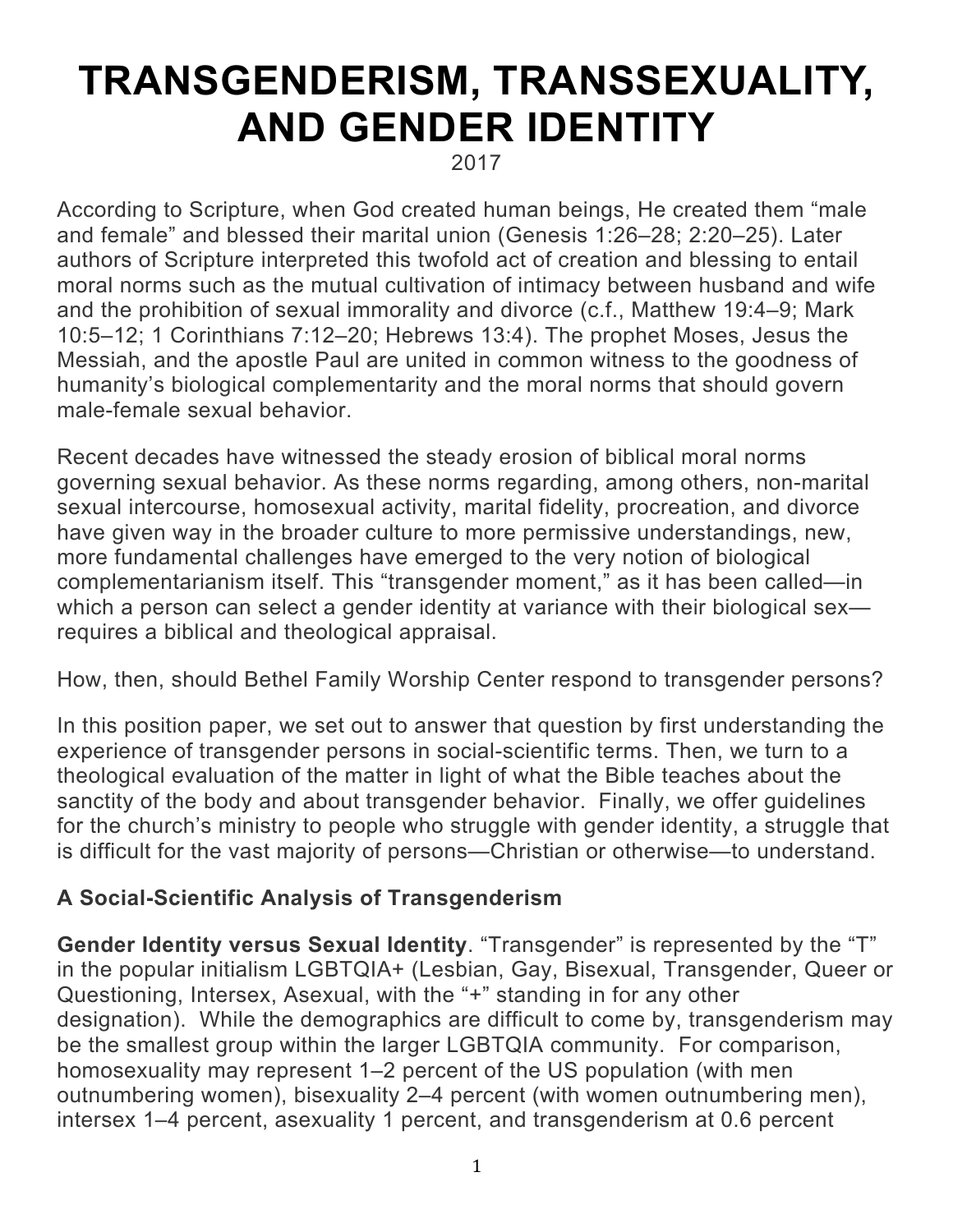# TRANSGENDERISM, TRANSSEXUALITY, AND GENDER IDENTITY

2017

According to Scripture, when God created human beings, He created them "male and female" and blessed their marital union (Genesis 1:26–28; 2:20–25). Later authors of Scripture interpreted this twofold act of creation and blessing to entail moral norms such as the mutual cultivation of intimacy between husband and wife and the prohibition of sexual immorality and divorce (c.f., Matthew 19:4–9; Mark 10:5–12; 1 Corinthians 7:12–20; Hebrews 13:4). The prophet Moses, Jesus the Messiah, and the apostle Paul are united in common witness to the goodness of humanity's biological complementarity and the moral norms that should govern male-female sexual behavior.

Recent decades have witnessed the steady erosion of biblical moral norms governing sexual behavior. As these norms regarding, among others, non-marital sexual intercourse, homosexual activity, marital fidelity, procreation, and divorce have given way in the broader culture to more permissive understandings, new, more fundamental challenges have emerged to the very notion of biological complementarianism itself. This "transgender moment," as it has been called—in which a person can select a gender identity at variance with their biological sex—requires a biblical and theological appraisal.

How, then, should Bethel Family Worship Center respond to transgender persons?

In this position paper, we set out to answer that question by first understanding the experience of transgender persons in social-scientific terms. Then, we turn to a theological evaluation of the matter in light of what the Bible teaches about the sanctity of the body and about transgender behavior. Finally, we offer guidelines for the church's ministry to people who struggle with gender identity, a struggle that is difficult for the vast majority of persons—Christian or otherwise—to understand.

### A Social-Scientific Analysis of Transgenderism

**Gender Identity versus Sexual Identity**. "Transgender" is represented by the "T" in the popular initialism LGBTQIA+ (Lesbian, Gay, Bisexual, Transgender, Queer or Questioning, Intersex, Asexual, with the "+" standing in for any other designation). While the demographics are difficult to come by, transgenderism may be the smallest group within the larger LGBTQIA community. For comparison, homosexuality may represent 1–2 percent of the US population (with men outnumbering women), bisexuality 2–4 percent (with women outnumbering men), intersex 1–4 percent, asexuality 1 percent, and transgenderism at 0.6 percent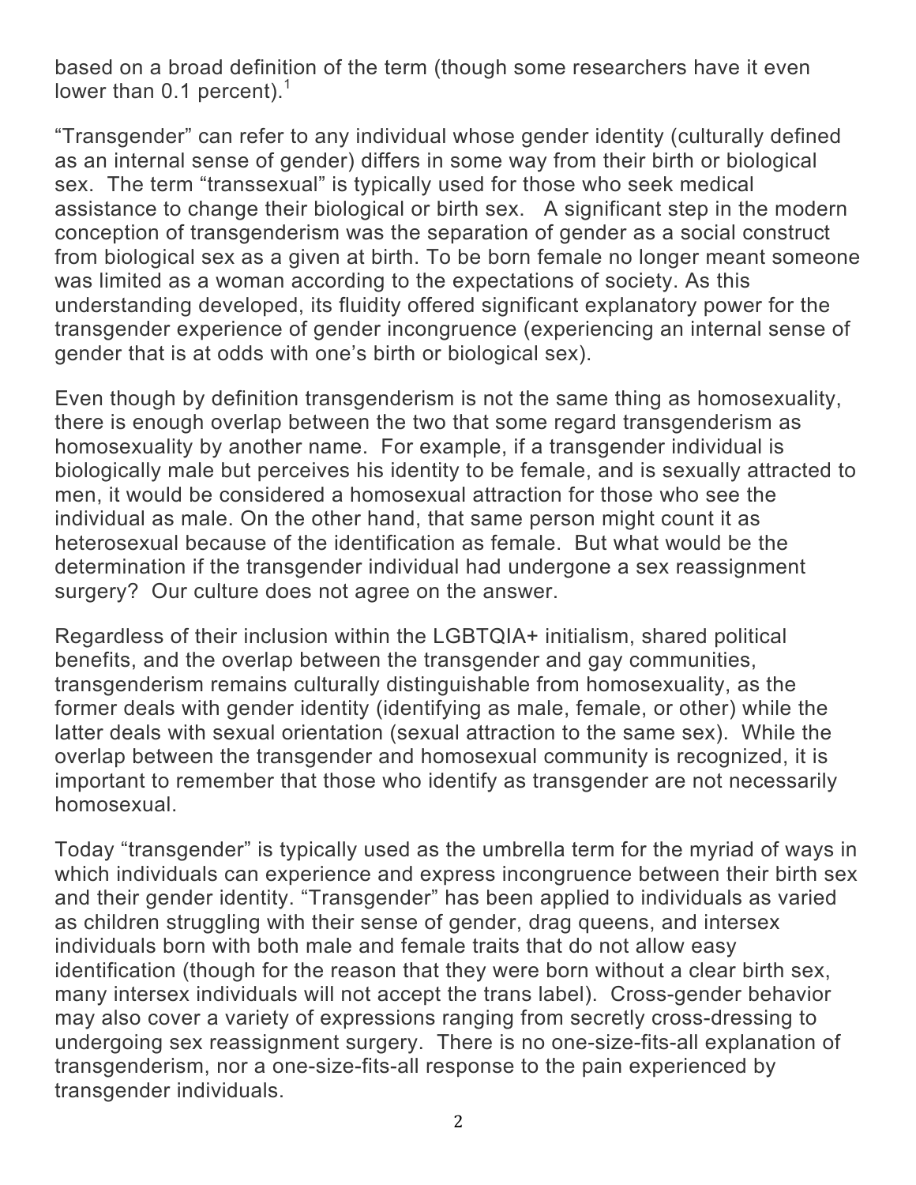based on a broad definition of the term (though some researchers have it even lower than 0.1 percent).[1]

"Transgender" can refer to any individual whose gender identity (culturally defined as an internal sense of gender) differs in some way from their birth or biological sex. The term "transsexual" is typically used for those who seek medical assistance to change their biological or birth sex. A significant step in the modern conception of transgenderism was the separation of gender as a social construct from biological sex as a given at birth. To be born female no longer meant someone was limited as a woman according to the expectations of society. As this understanding developed, its fluidity offered significant explanatory power for the transgender experience of gender incongruence (experiencing an internal sense of gender that is at odds with one's birth or biological sex).

Even though by definition transgenderism is not the same thing as homosexuality, there is enough overlap between the two that some regard transgenderism as homosexuality by another name. For example, if a transgender individual is biologically male but perceives his identity to be female, and is sexually attracted to men, it would be considered a homosexual attraction for those who see the individual as male. On the other hand, that same person might count it as heterosexual because of the identification as female. But what would be the determination if the transgender individual had undergone a sex reassignment surgery? Our culture does not agree on the answer.

Regardless of their inclusion within the LGBTQIA+ initialism, shared political benefits, and the overlap between the transgender and gay communities, transgenderism remains culturally distinguishable from homosexuality, as the former deals with gender identity (identifying as male, female, or other) while the latter deals with sexual orientation (sexual attraction to the same sex). While the overlap between the transgender and homosexual community is recognized, it is important to remember that those who identify as transgender are not necessarily homosexual.

Today "transgender" is typically used as the umbrella term for the myriad of ways in which individuals can experience and express incongruence between their birth sex and their gender identity. "Transgender" has been applied to individuals as varied as children struggling with their sense of gender, drag queens, and intersex individuals born with both male and female traits that do not allow easy identification (though for the reason that they were born without a clear birth sex, many intersex individuals will not accept the trans label). Cross-gender behavior may also cover a variety of expressions ranging from secretly cross-dressing to undergoing sex reassignment surgery. There is no one-size-fits-all explanation of transgenderism, nor a one-size-fits-all response to the pain experienced by transgender individuals.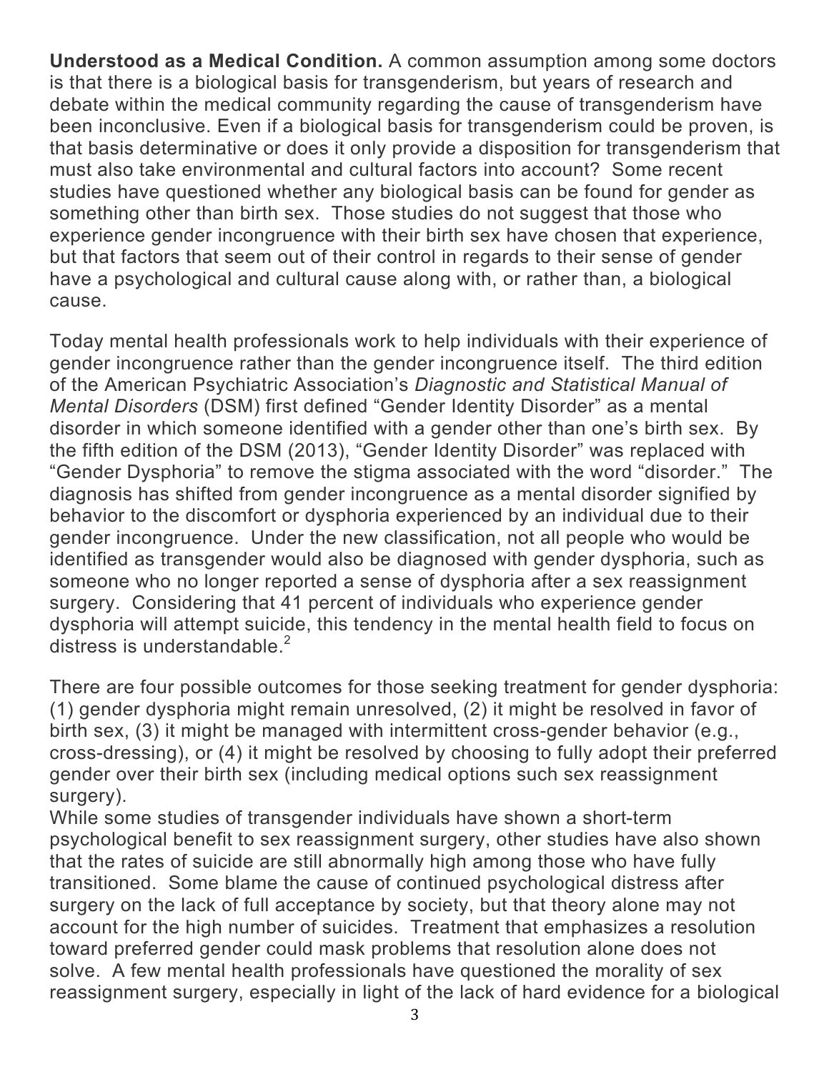**Understood as a Medical Condition.** A common assumption among some doctors is that there is a biological basis for transgenderism, but years of research and debate within the medical community regarding the cause of transgenderism have been inconclusive. Even if a biological basis for transgenderism could be proven, is that basis determinative or does it only provide a disposition for transgenderism that must also take environmental and cultural factors into account? Some recent studies have questioned whether any biological basis can be found for gender as something other than birth sex. Those studies do not suggest that those who experience gender incongruence with their birth sex have chosen that experience, but that factors that seem out of their control in regards to their sense of gender have a psychological and cultural cause along with, or rather than, a biological cause.

Today mental health professionals work to help individuals with their experience of gender incongruence rather than the gender incongruence itself. The third edition of the American Psychiatric Association's *Diagnostic and Statistical Manual of Mental Disorders* (DSM) first defined "Gender Identity Disorder" as a mental disorder in which someone identified with a gender other than one's birth sex. By the fifth edition of the DSM (2013), "Gender Identity Disorder" was replaced with "Gender Dysphoria" to remove the stigma associated with the word "disorder." The diagnosis has shifted from gender incongruence as a mental disorder signified by behavior to the discomfort or dysphoria experienced by an individual due to their gender incongruence. Under the new classification, not all people who would be identified as transgender would also be diagnosed with gender dysphoria, such as someone who no longer reported a sense of dysphoria after a sex reassignment surgery. Considering that 41 percent of individuals who experience gender dysphoria will attempt suicide, this tendency in the mental health field to focus on distress is understandable.[2]

There are four possible outcomes for those seeking treatment for gender dysphoria: (1) gender dysphoria might remain unresolved, (2) it might be resolved in favor of birth sex, (3) it might be managed with intermittent cross-gender behavior (e.g., cross-dressing), or (4) it might be resolved by choosing to fully adopt their preferred gender over their birth sex (including medical options such sex reassignment surgery).

While some studies of transgender individuals have shown a short-term psychological benefit to sex reassignment surgery, other studies have also shown that the rates of suicide are still abnormally high among those who have fully transitioned. Some blame the cause of continued psychological distress after surgery on the lack of full acceptance by society, but that theory alone may not account for the high number of suicides. Treatment that emphasizes a resolution toward preferred gender could mask problems that resolution alone does not solve. A few mental health professionals have questioned the morality of sex reassignment surgery, especially in light of the lack of hard evidence for a biological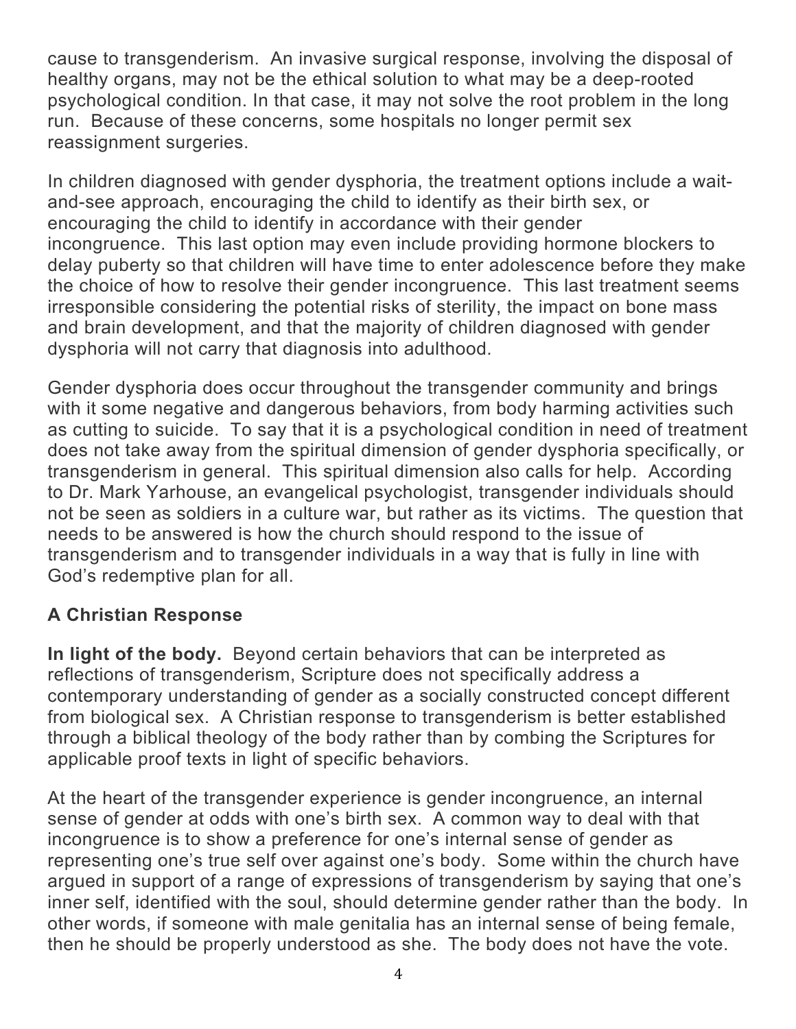cause to transgenderism. An invasive surgical response, involving the disposal of healthy organs, may not be the ethical solution to what may be a deep-rooted psychological condition. In that case, it may not solve the root problem in the long run. Because of these concerns, some hospitals no longer permit sex reassignment surgeries.

In children diagnosed with gender dysphoria, the treatment options include a wait-and-see approach, encouraging the child to identify as their birth sex, or encouraging the child to identify in accordance with their gender incongruence. This last option may even include providing hormone blockers to delay puberty so that children will have time to enter adolescence before they make the choice of how to resolve their gender incongruence. This last treatment seems irresponsible considering the potential risks of sterility, the impact on bone mass and brain development, and that the majority of children diagnosed with gender dysphoria will not carry that diagnosis into adulthood.

Gender dysphoria does occur throughout the transgender community and brings with it some negative and dangerous behaviors, from body harming activities such as cutting to suicide. To say that it is a psychological condition in need of treatment does not take away from the spiritual dimension of gender dysphoria specifically, or transgenderism in general. This spiritual dimension also calls for help. According to Dr. Mark Yarhouse, an evangelical psychologist, transgender individuals should not be seen as soldiers in a culture war, but rather as its victims. The question that needs to be answered is how the church should respond to the issue of transgenderism and to transgender individuals in a way that is fully in line with God's redemptive plan for all.

## A Christian Response

**In light of the body.** Beyond certain behaviors that can be interpreted as reflections of transgenderism, Scripture does not specifically address a contemporary understanding of gender as a socially constructed concept different from biological sex. A Christian response to transgenderism is better established through a biblical theology of the body rather than by combing the Scriptures for applicable proof texts in light of specific behaviors.

At the heart of the transgender experience is gender incongruence, an internal sense of gender at odds with one's birth sex. A common way to deal with that incongruence is to show a preference for one's internal sense of gender as representing one's true self over against one's body. Some within the church have argued in support of a range of expressions of transgenderism by saying that one's inner self, identified with the soul, should determine gender rather than the body. In other words, if someone with male genitalia has an internal sense of being female, then he should be properly understood as she. The body does not have the vote.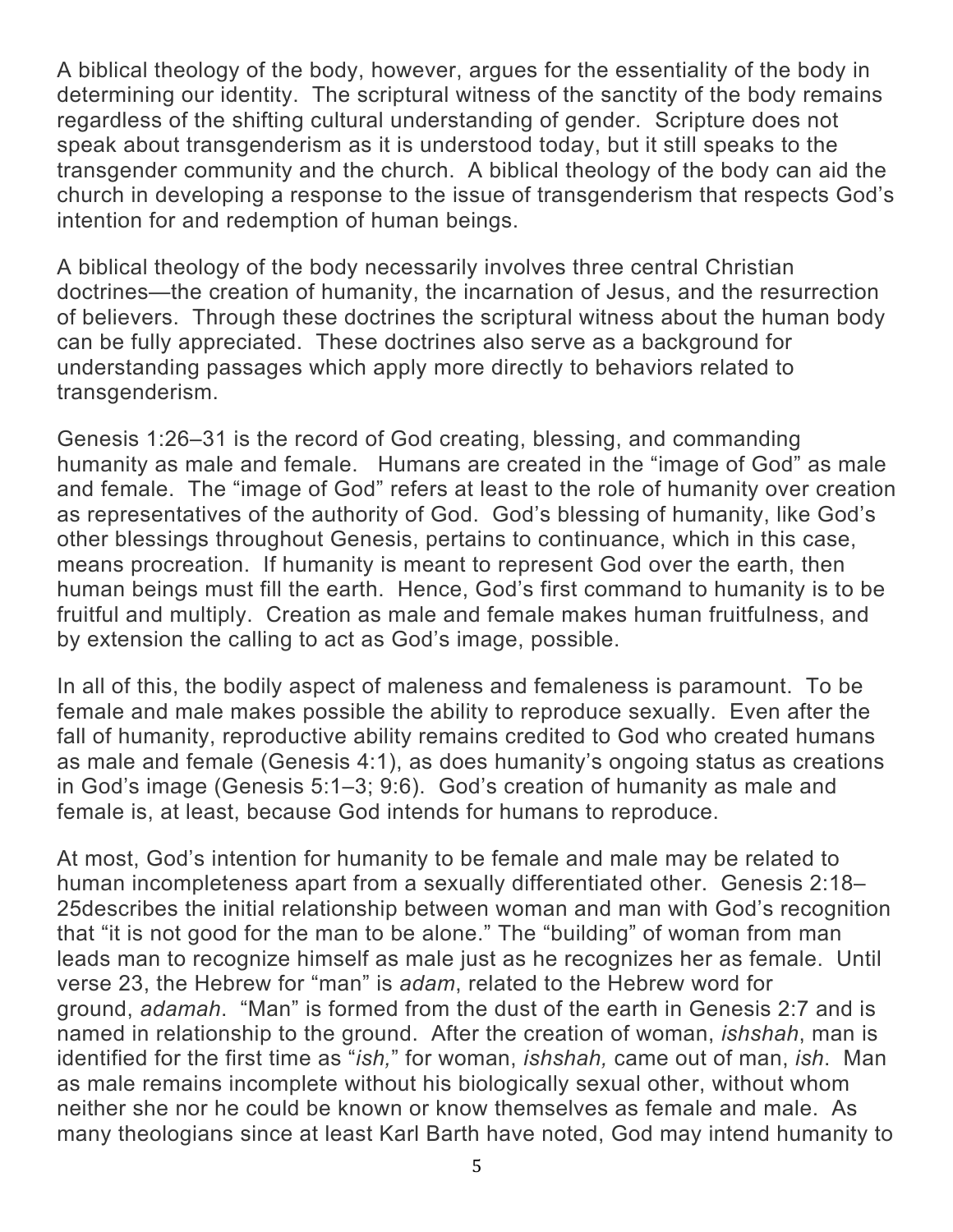A biblical theology of the body, however, argues for the essentiality of the body in determining our identity. The scriptural witness of the sanctity of the body remains regardless of the shifting cultural understanding of gender. Scripture does not speak about transgenderism as it is understood today, but it still speaks to the transgender community and the church. A biblical theology of the body can aid the church in developing a response to the issue of transgenderism that respects God's intention for and redemption of human beings.

A biblical theology of the body necessarily involves three central Christian doctrines—the creation of humanity, the incarnation of Jesus, and the resurrection of believers. Through these doctrines the scriptural witness about the human body can be fully appreciated. These doctrines also serve as a background for understanding passages which apply more directly to behaviors related to transgenderism.

Genesis 1:26–31 is the record of God creating, blessing, and commanding humanity as male and female. Humans are created in the "image of God" as male and female. The "image of God" refers at least to the role of humanity over creation as representatives of the authority of God. God's blessing of humanity, like God's other blessings throughout Genesis, pertains to continuance, which in this case, means procreation. If humanity is meant to represent God over the earth, then human beings must fill the earth. Hence, God's first command to humanity is to be fruitful and multiply. Creation as male and female makes human fruitfulness, and by extension the calling to act as God's image, possible.

In all of this, the bodily aspect of maleness and femaleness is paramount. To be female and male makes possible the ability to reproduce sexually. Even after the fall of humanity, reproductive ability remains credited to God who created humans as male and female (Genesis 4:1), as does humanity's ongoing status as creations in God's image (Genesis 5:1–3; 9:6). God's creation of humanity as male and female is, at least, because God intends for humans to reproduce.

At most, God's intention for humanity to be female and male may be related to human incompleteness apart from a sexually differentiated other. Genesis 2:18–25describes the initial relationship between woman and man with God's recognition that "it is not good for the man to be alone." The "building" of woman from man leads man to recognize himself as male just as he recognizes her as female. Until verse 23, the Hebrew for "man" is *adam*, related to the Hebrew word for ground, *adamah*. "Man" is formed from the dust of the earth in Genesis 2:7 and is named in relationship to the ground. After the creation of woman, *ishshah*, man is identified for the first time as "*ish,*" for woman, *ishshah,* came out of man, *ish*. Man as male remains incomplete without his biologically sexual other, without whom neither she nor he could be known or know themselves as female and male. As many theologians since at least Karl Barth have noted, God may intend humanity to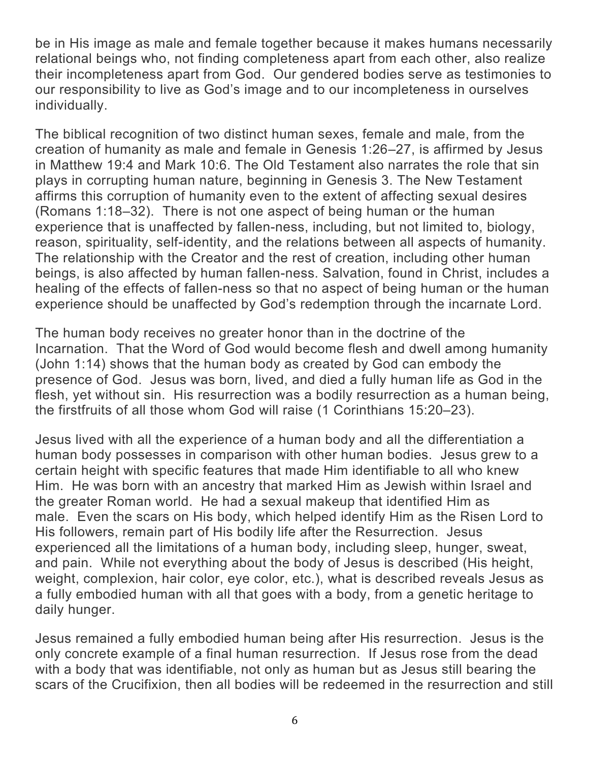be in His image as male and female together because it makes humans necessarily relational beings who, not finding completeness apart from each other, also realize their incompleteness apart from God. Our gendered bodies serve as testimonies to our responsibility to live as God's image and to our incompleteness in ourselves individually.

The biblical recognition of two distinct human sexes, female and male, from the creation of humanity as male and female in Genesis 1:26–27, is affirmed by Jesus in Matthew 19:4 and Mark 10:6. The Old Testament also narrates the role that sin plays in corrupting human nature, beginning in Genesis 3. The New Testament affirms this corruption of humanity even to the extent of affecting sexual desires (Romans 1:18–32). There is not one aspect of being human or the human experience that is unaffected by fallen-ness, including, but not limited to, biology, reason, spirituality, self-identity, and the relations between all aspects of humanity. The relationship with the Creator and the rest of creation, including other human beings, is also affected by human fallen-ness. Salvation, found in Christ, includes a healing of the effects of fallen-ness so that no aspect of being human or the human experience should be unaffected by God's redemption through the incarnate Lord.

The human body receives no greater honor than in the doctrine of the Incarnation. That the Word of God would become flesh and dwell among humanity (John 1:14) shows that the human body as created by God can embody the presence of God. Jesus was born, lived, and died a fully human life as God in the flesh, yet without sin. His resurrection was a bodily resurrection as a human being, the firstfruits of all those whom God will raise (1 Corinthians 15:20–23).

Jesus lived with all the experience of a human body and all the differentiation a human body possesses in comparison with other human bodies. Jesus grew to a certain height with specific features that made Him identifiable to all who knew Him. He was born with an ancestry that marked Him as Jewish within Israel and the greater Roman world. He had a sexual makeup that identified Him as male. Even the scars on His body, which helped identify Him as the Risen Lord to His followers, remain part of His bodily life after the Resurrection. Jesus experienced all the limitations of a human body, including sleep, hunger, sweat, and pain. While not everything about the body of Jesus is described (His height, weight, complexion, hair color, eye color, etc.), what is described reveals Jesus as a fully embodied human with all that goes with a body, from a genetic heritage to daily hunger.

Jesus remained a fully embodied human being after His resurrection. Jesus is the only concrete example of a final human resurrection. If Jesus rose from the dead with a body that was identifiable, not only as human but as Jesus still bearing the scars of the Crucifixion, then all bodies will be redeemed in the resurrection and still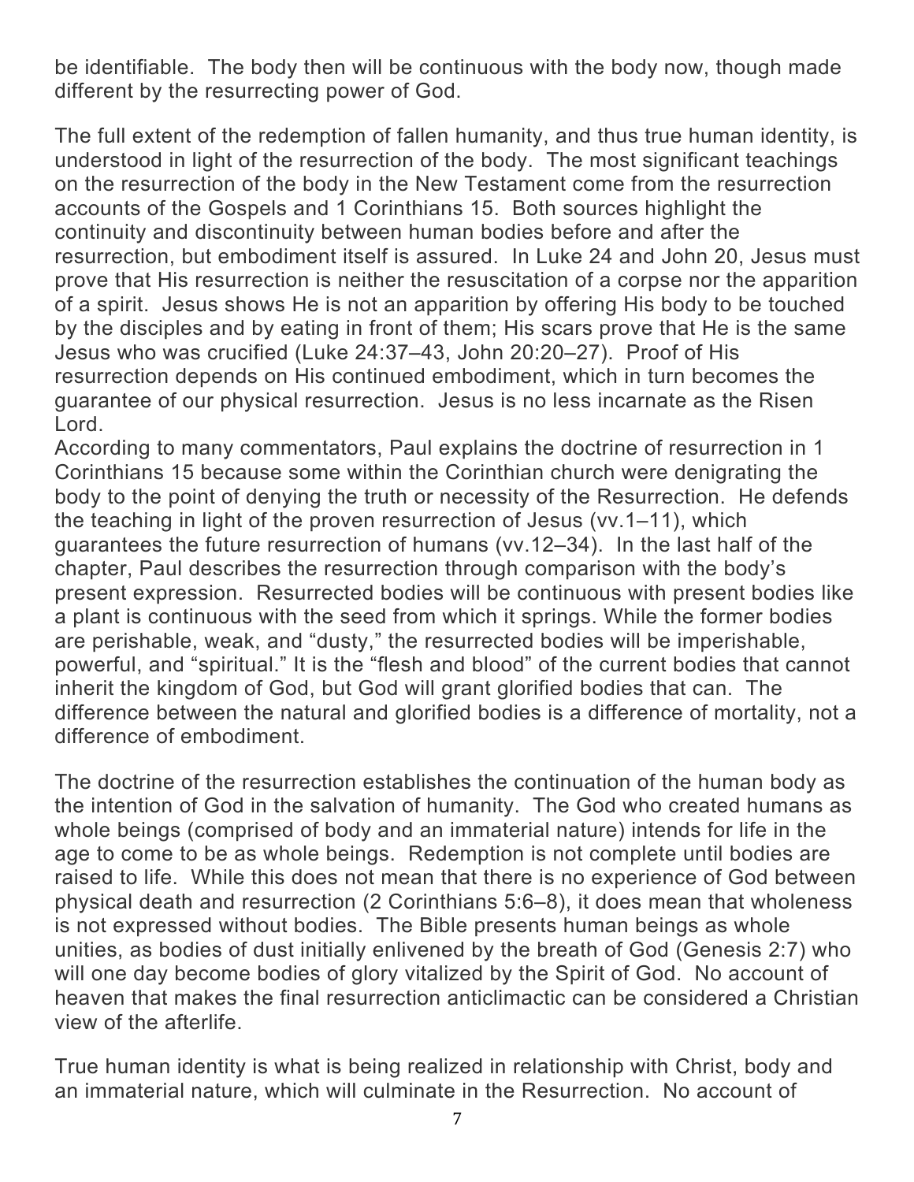be identifiable. The body then will be continuous with the body now, though made different by the resurrecting power of God.

The full extent of the redemption of fallen humanity, and thus true human identity, is understood in light of the resurrection of the body. The most significant teachings on the resurrection of the body in the New Testament come from the resurrection accounts of the Gospels and 1 Corinthians 15. Both sources highlight the continuity and discontinuity between human bodies before and after the resurrection, but embodiment itself is assured. In Luke 24 and John 20, Jesus must prove that His resurrection is neither the resuscitation of a corpse nor the apparition of a spirit. Jesus shows He is not an apparition by offering His body to be touched by the disciples and by eating in front of them; His scars prove that He is the same Jesus who was crucified (Luke 24:37–43, John 20:20–27). Proof of His resurrection depends on His continued embodiment, which in turn becomes the guarantee of our physical resurrection. Jesus is no less incarnate as the Risen Lord.

According to many commentators, Paul explains the doctrine of resurrection in 1 Corinthians 15 because some within the Corinthian church were denigrating the body to the point of denying the truth or necessity of the Resurrection. He defends the teaching in light of the proven resurrection of Jesus (vv.1–11), which guarantees the future resurrection of humans (vv.12–34). In the last half of the chapter, Paul describes the resurrection through comparison with the body's present expression. Resurrected bodies will be continuous with present bodies like a plant is continuous with the seed from which it springs. While the former bodies are perishable, weak, and "dusty," the resurrected bodies will be imperishable, powerful, and "spiritual." It is the "flesh and blood" of the current bodies that cannot inherit the kingdom of God, but God will grant glorified bodies that can. The difference between the natural and glorified bodies is a difference of mortality, not a difference of embodiment.

The doctrine of the resurrection establishes the continuation of the human body as the intention of God in the salvation of humanity. The God who created humans as whole beings (comprised of body and an immaterial nature) intends for life in the age to come to be as whole beings. Redemption is not complete until bodies are raised to life. While this does not mean that there is no experience of God between physical death and resurrection (2 Corinthians 5:6–8), it does mean that wholeness is not expressed without bodies. The Bible presents human beings as whole unities, as bodies of dust initially enlivened by the breath of God (Genesis 2:7) who will one day become bodies of glory vitalized by the Spirit of God. No account of heaven that makes the final resurrection anticlimactic can be considered a Christian view of the afterlife.

True human identity is what is being realized in relationship with Christ, body and an immaterial nature, which will culminate in the Resurrection. No account of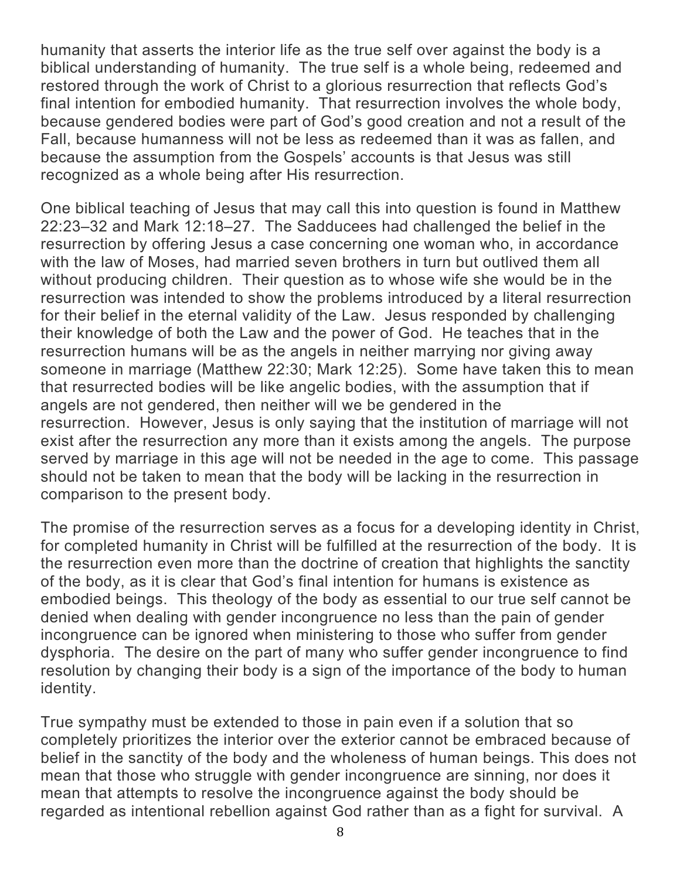humanity that asserts the interior life as the true self over against the body is a biblical understanding of humanity. The true self is a whole being, redeemed and restored through the work of Christ to a glorious resurrection that reflects God's final intention for embodied humanity. That resurrection involves the whole body, because gendered bodies were part of God's good creation and not a result of the Fall, because humanness will not be less as redeemed than it was as fallen, and because the assumption from the Gospels' accounts is that Jesus was still recognized as a whole being after His resurrection.

One biblical teaching of Jesus that may call this into question is found in Matthew 22:23–32 and Mark 12:18–27. The Sadducees had challenged the belief in the resurrection by offering Jesus a case concerning one woman who, in accordance with the law of Moses, had married seven brothers in turn but outlived them all without producing children. Their question as to whose wife she would be in the resurrection was intended to show the problems introduced by a literal resurrection for their belief in the eternal validity of the Law. Jesus responded by challenging their knowledge of both the Law and the power of God. He teaches that in the resurrection humans will be as the angels in neither marrying nor giving away someone in marriage (Matthew 22:30; Mark 12:25). Some have taken this to mean that resurrected bodies will be like angelic bodies, with the assumption that if angels are not gendered, then neither will we be gendered in the resurrection. However, Jesus is only saying that the institution of marriage will not exist after the resurrection any more than it exists among the angels. The purpose served by marriage in this age will not be needed in the age to come. This passage should not be taken to mean that the body will be lacking in the resurrection in comparison to the present body.

The promise of the resurrection serves as a focus for a developing identity in Christ, for completed humanity in Christ will be fulfilled at the resurrection of the body. It is the resurrection even more than the doctrine of creation that highlights the sanctity of the body, as it is clear that God's final intention for humans is existence as embodied beings. This theology of the body as essential to our true self cannot be denied when dealing with gender incongruence no less than the pain of gender incongruence can be ignored when ministering to those who suffer from gender dysphoria. The desire on the part of many who suffer gender incongruence to find resolution by changing their body is a sign of the importance of the body to human identity.

True sympathy must be extended to those in pain even if a solution that so completely prioritizes the interior over the exterior cannot be embraced because of belief in the sanctity of the body and the wholeness of human beings. This does not mean that those who struggle with gender incongruence are sinning, nor does it mean that attempts to resolve the incongruence against the body should be regarded as intentional rebellion against God rather than as a fight for survival. A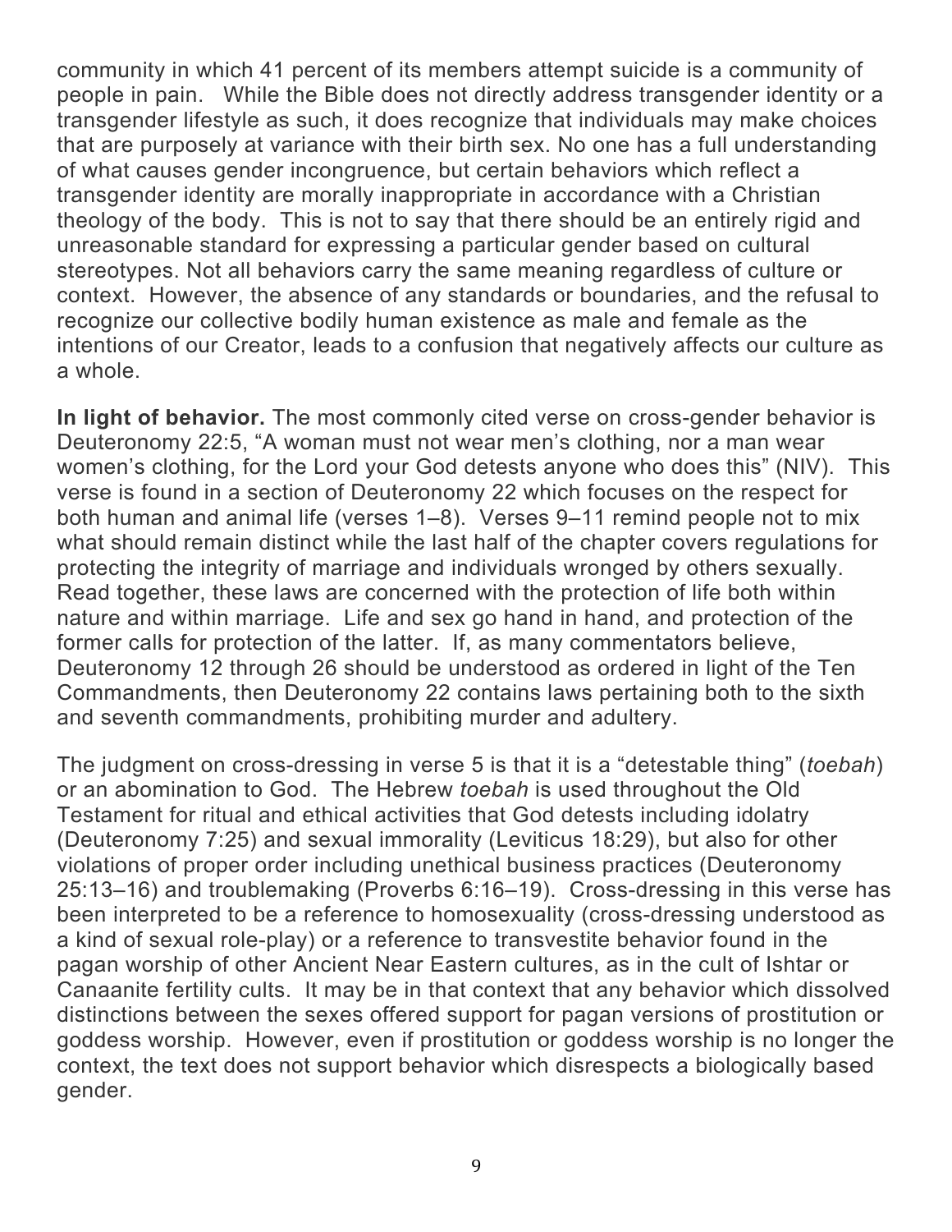community in which 41 percent of its members attempt suicide is a community of people in pain. While the Bible does not directly address transgender identity or a transgender lifestyle as such, it does recognize that individuals may make choices that are purposely at variance with their birth sex. No one has a full understanding of what causes gender incongruence, but certain behaviors which reflect a transgender identity are morally inappropriate in accordance with a Christian theology of the body. This is not to say that there should be an entirely rigid and unreasonable standard for expressing a particular gender based on cultural stereotypes. Not all behaviors carry the same meaning regardless of culture or context. However, the absence of any standards or boundaries, and the refusal to recognize our collective bodily human existence as male and female as the intentions of our Creator, leads to a confusion that negatively affects our culture as a whole.

**In light of behavior.** The most commonly cited verse on cross-gender behavior is Deuteronomy 22:5, "A woman must not wear men's clothing, nor a man wear women's clothing, for the Lord your God detests anyone who does this" (NIV). This verse is found in a section of Deuteronomy 22 which focuses on the respect for both human and animal life (verses 1–8). Verses 9–11 remind people not to mix what should remain distinct while the last half of the chapter covers regulations for protecting the integrity of marriage and individuals wronged by others sexually. Read together, these laws are concerned with the protection of life both within nature and within marriage. Life and sex go hand in hand, and protection of the former calls for protection of the latter. If, as many commentators believe, Deuteronomy 12 through 26 should be understood as ordered in light of the Ten Commandments, then Deuteronomy 22 contains laws pertaining both to the sixth and seventh commandments, prohibiting murder and adultery.

The judgment on cross-dressing in verse 5 is that it is a "detestable thing" (*toebah*) or an abomination to God. The Hebrew *toebah* is used throughout the Old Testament for ritual and ethical activities that God detests including idolatry (Deuteronomy 7:25) and sexual immorality (Leviticus 18:29), but also for other violations of proper order including unethical business practices (Deuteronomy 25:13–16) and troublemaking (Proverbs 6:16–19). Cross-dressing in this verse has been interpreted to be a reference to homosexuality (cross-dressing understood as a kind of sexual role-play) or a reference to transvestite behavior found in the pagan worship of other Ancient Near Eastern cultures, as in the cult of Ishtar or Canaanite fertility cults. It may be in that context that any behavior which dissolved distinctions between the sexes offered support for pagan versions of prostitution or goddess worship. However, even if prostitution or goddess worship is no longer the context, the text does not support behavior which disrespects a biologically based gender.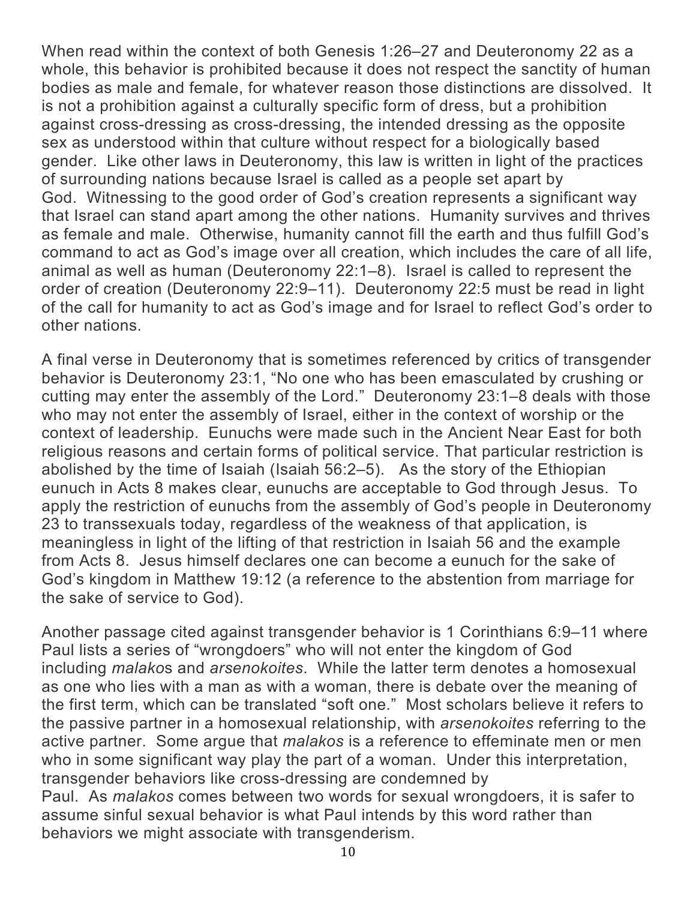When read within the context of both Genesis 1:26–27 and Deuteronomy 22 as a whole, this behavior is prohibited because it does not respect the sanctity of human bodies as male and female, for whatever reason those distinctions are dissolved. It is not a prohibition against a culturally specific form of dress, but a prohibition against cross-dressing as cross-dressing, the intended dressing as the opposite sex as understood within that culture without respect for a biologically based gender. Like other laws in Deuteronomy, this law is written in light of the practices of surrounding nations because Israel is called as a people set apart by God. Witnessing to the good order of God's creation represents a significant way that Israel can stand apart among the other nations. Humanity survives and thrives as female and male. Otherwise, humanity cannot fill the earth and thus fulfill God's command to act as God's image over all creation, which includes the care of all life, animal as well as human (Deuteronomy 22:1–8). Israel is called to represent the order of creation (Deuteronomy 22:9–11). Deuteronomy 22:5 must be read in light of the call for humanity to act as God's image and for Israel to reflect God's order to other nations.

A final verse in Deuteronomy that is sometimes referenced by critics of transgender behavior is Deuteronomy 23:1, "No one who has been emasculated by crushing or cutting may enter the assembly of the Lord." Deuteronomy 23:1–8 deals with those who may not enter the assembly of Israel, either in the context of worship or the context of leadership. Eunuchs were made such in the Ancient Near East for both religious reasons and certain forms of political service. That particular restriction is abolished by the time of Isaiah (Isaiah 56:2–5). As the story of the Ethiopian eunuch in Acts 8 makes clear, eunuchs are acceptable to God through Jesus. To apply the restriction of eunuchs from the assembly of God's people in Deuteronomy 23 to transsexuals today, regardless of the weakness of that application, is meaningless in light of the lifting of that restriction in Isaiah 56 and the example from Acts 8. Jesus himself declares one can become a eunuch for the sake of God's kingdom in Matthew 19:12 (a reference to the abstention from marriage for the sake of service to God).

Another passage cited against transgender behavior is 1 Corinthians 6:9–11 where Paul lists a series of "wrongdoers" who will not enter the kingdom of God including *malakos* and *arsenokoites*. While the latter term denotes a homosexual as one who lies with a man as with a woman, there is debate over the meaning of the first term, which can be translated "soft one." Most scholars believe it refers to the passive partner in a homosexual relationship, with *arsenokoites* referring to the active partner. Some argue that *malakos* is a reference to effeminate men or men who in some significant way play the part of a woman. Under this interpretation, transgender behaviors like cross-dressing are condemned by Paul. As *malakos* comes between two words for sexual wrongdoers, it is safer to assume sinful sexual behavior is what Paul intends by this word rather than behaviors we might associate with transgenderism.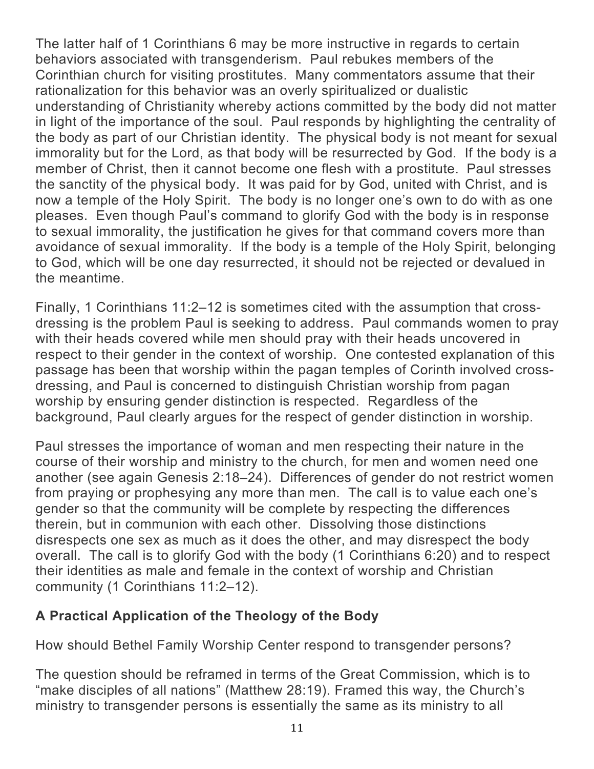The latter half of 1 Corinthians 6 may be more instructive in regards to certain behaviors associated with transgenderism. Paul rebukes members of the Corinthian church for visiting prostitutes. Many commentators assume that their rationalization for this behavior was an overly spiritualized or dualistic understanding of Christianity whereby actions committed by the body did not matter in light of the importance of the soul. Paul responds by highlighting the centrality of the body as part of our Christian identity. The physical body is not meant for sexual immorality but for the Lord, as that body will be resurrected by God. If the body is a member of Christ, then it cannot become one flesh with a prostitute. Paul stresses the sanctity of the physical body. It was paid for by God, united with Christ, and is now a temple of the Holy Spirit. The body is no longer one's own to do with as one pleases. Even though Paul's command to glorify God with the body is in response to sexual immorality, the justification he gives for that command covers more than avoidance of sexual immorality. If the body is a temple of the Holy Spirit, belonging to God, which will be one day resurrected, it should not be rejected or devalued in the meantime.

Finally, 1 Corinthians 11:2–12 is sometimes cited with the assumption that cross-dressing is the problem Paul is seeking to address. Paul commands women to pray with their heads covered while men should pray with their heads uncovered in respect to their gender in the context of worship. One contested explanation of this passage has been that worship within the pagan temples of Corinth involved cross-dressing, and Paul is concerned to distinguish Christian worship from pagan worship by ensuring gender distinction is respected. Regardless of the background, Paul clearly argues for the respect of gender distinction in worship.

Paul stresses the importance of woman and men respecting their nature in the course of their worship and ministry to the church, for men and women need one another (see again Genesis 2:18–24). Differences of gender do not restrict women from praying or prophesying any more than men. The call is to value each one's gender so that the community will be complete by respecting the differences therein, but in communion with each other. Dissolving those distinctions disrespects one sex as much as it does the other, and may disrespect the body overall. The call is to glorify God with the body (1 Corinthians 6:20) and to respect their identities as male and female in the context of worship and Christian community (1 Corinthians 11:2–12).

## A Practical Application of the Theology of the Body

How should Bethel Family Worship Center respond to transgender persons?

The question should be reframed in terms of the Great Commission, which is to "make disciples of all nations" (Matthew 28:19). Framed this way, the Church's ministry to transgender persons is essentially the same as its ministry to all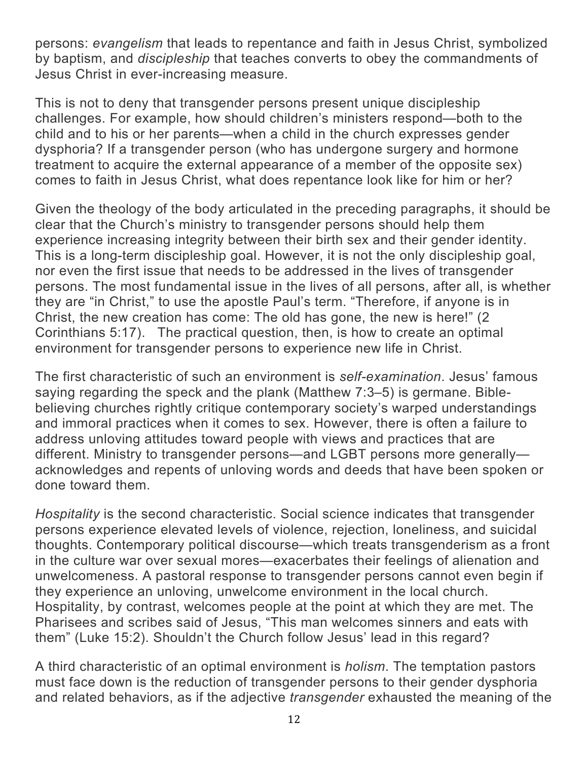persons: *evangelism* that leads to repentance and faith in Jesus Christ, symbolized by baptism, and *discipleship* that teaches converts to obey the commandments of Jesus Christ in ever-increasing measure.

This is not to deny that transgender persons present unique discipleship challenges. For example, how should children's ministers respond—both to the child and to his or her parents—when a child in the church expresses gender dysphoria? If a transgender person (who has undergone surgery and hormone treatment to acquire the external appearance of a member of the opposite sex) comes to faith in Jesus Christ, what does repentance look like for him or her?

Given the theology of the body articulated in the preceding paragraphs, it should be clear that the Church's ministry to transgender persons should help them experience increasing integrity between their birth sex and their gender identity. This is a long-term discipleship goal. However, it is not the only discipleship goal, nor even the first issue that needs to be addressed in the lives of transgender persons. The most fundamental issue in the lives of all persons, after all, is whether they are "in Christ," to use the apostle Paul's term. "Therefore, if anyone is in Christ, the new creation has come: The old has gone, the new is here!" (2 Corinthians 5:17). The practical question, then, is how to create an optimal environment for transgender persons to experience new life in Christ.

The first characteristic of such an environment is *self-examination*. Jesus' famous saying regarding the speck and the plank (Matthew 7:3–5) is germane. Bible-believing churches rightly critique contemporary society's warped understandings and immoral practices when it comes to sex. However, there is often a failure to address unloving attitudes toward people with views and practices that are different. Ministry to transgender persons—and LGBT persons more generally—acknowledges and repents of unloving words and deeds that have been spoken or done toward them.

*Hospitality* is the second characteristic. Social science indicates that transgender persons experience elevated levels of violence, rejection, loneliness, and suicidal thoughts. Contemporary political discourse—which treats transgenderism as a front in the culture war over sexual mores—exacerbates their feelings of alienation and unwelcomeness. A pastoral response to transgender persons cannot even begin if they experience an unloving, unwelcome environment in the local church. Hospitality, by contrast, welcomes people at the point at which they are met. The Pharisees and scribes said of Jesus, "This man welcomes sinners and eats with them" (Luke 15:2). Shouldn't the Church follow Jesus' lead in this regard?

A third characteristic of an optimal environment is *holism*. The temptation pastors must face down is the reduction of transgender persons to their gender dysphoria and related behaviors, as if the adjective *transgender* exhausted the meaning of the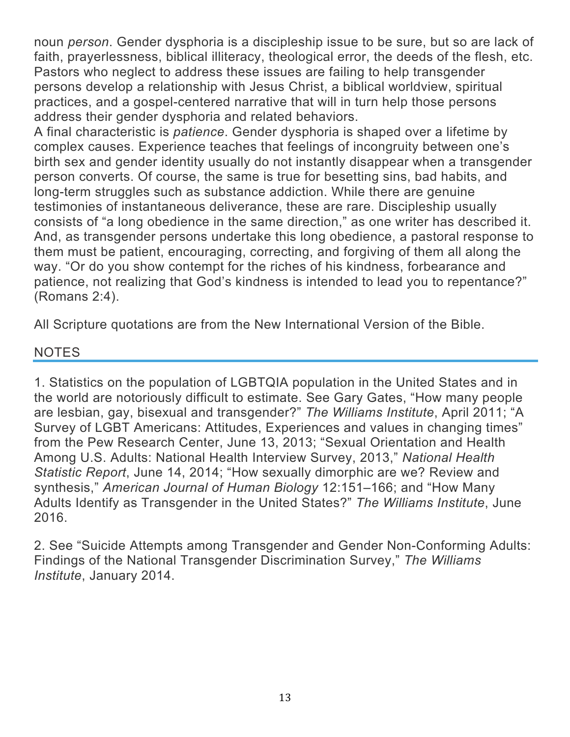noun *person*. Gender dysphoria is a discipleship issue to be sure, but so are lack of faith, prayerlessness, biblical illiteracy, theological error, the deeds of the flesh, etc. Pastors who neglect to address these issues are failing to help transgender persons develop a relationship with Jesus Christ, a biblical worldview, spiritual practices, and a gospel-centered narrative that will in turn help those persons address their gender dysphoria and related behaviors.

A final characteristic is *patience*. Gender dysphoria is shaped over a lifetime by complex causes. Experience teaches that feelings of incongruity between one's birth sex and gender identity usually do not instantly disappear when a transgender person converts. Of course, the same is true for besetting sins, bad habits, and long-term struggles such as substance addiction. While there are genuine testimonies of instantaneous deliverance, these are rare. Discipleship usually consists of "a long obedience in the same direction," as one writer has described it. And, as transgender persons undertake this long obedience, a pastoral response to them must be patient, encouraging, correcting, and forgiving of them all along the way. "Or do you show contempt for the riches of his kindness, forbearance and patience, not realizing that God's kindness is intended to lead you to repentance?" (Romans 2:4).

All Scripture quotations are from the New International Version of the Bible.

## NOTES

1. Statistics on the population of LGBTQIA population in the United States and in the world are notoriously difficult to estimate. See Gary Gates, "How many people are lesbian, gay, bisexual and transgender?" *The Williams Institute*, April 2011; "A Survey of LGBT Americans: Attitudes, Experiences and values in changing times" from the Pew Research Center, June 13, 2013; "Sexual Orientation and Health Among U.S. Adults: National Health Interview Survey, 2013," *National Health Statistic Report*, June 14, 2014; "How sexually dimorphic are we? Review and synthesis," *American Journal of Human Biology* 12:151–166; and "How Many Adults Identify as Transgender in the United States?" *The Williams Institute*, June 2016.

2. See "Suicide Attempts among Transgender and Gender Non-Conforming Adults: Findings of the National Transgender Discrimination Survey," *The Williams Institute*, January 2014.